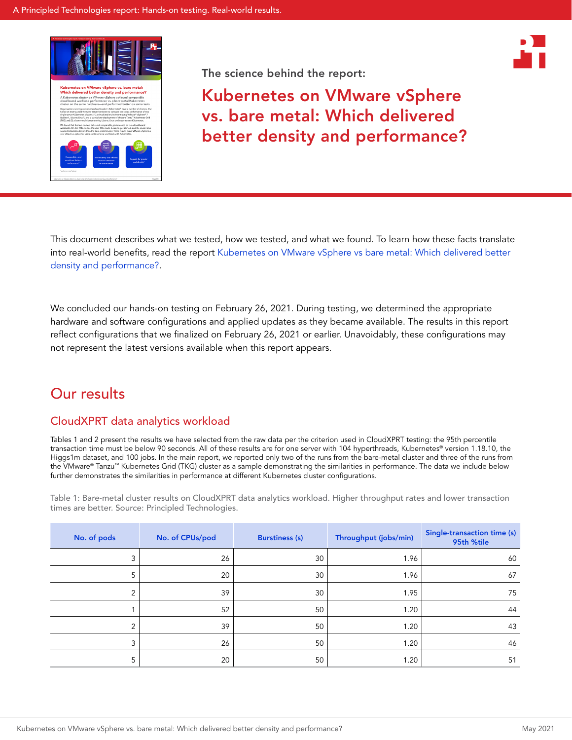The science behind the report:

# Kubernetes on VMware vSphere vs. bare metal: Which delivered better density and performance?

This document describes what we tested, how we tested, and what we found. To learn how these facts translate into real-world benefits, read the report Kubernetes on VMware vSphere vs bare metal: Which delivered better density and performance?.

We concluded our hands-on testing on February 26, 2021. During testing, we determined the appropriate hardware and software configurations and applied updates as they became available. The results in this report reflect configurations that we finalized on February 26, 2021 or earlier. Unavoidably, these configurations may not represent the latest versions available when this report appears.

## Our results

### CloudXPRT data analytics workload

Tables 1 and 2 present the results we have selected from the raw data per the criterion used in CloudXPRT testing: the 95th percentile transaction time must be below 90 seconds. All of these results are for one server with 104 hyperthreads, Kubernetes® version 1.18.10, the Higgs1m dataset, and 100 jobs. In the main report, we reported only two of the runs from the bare-metal cluster and three of the runs from the VMware® Tanzu™ Kubernetes Grid (TKG) cluster as a sample demonstrating the similarities in performance. The data we include below further demonstrates the similarities in performance at different Kubernetes cluster configurations.

Table 1: Bare-metal cluster results on CloudXPRT data analytics workload. Higher throughput rates and lower transaction times are better. Source: Principled Technologies.

| No. of pods | No. of CPUs/pod | Burstiness (s) | Throughput (jobs/min) | Single-transaction time (s) 95th %tile |
|---|---|---|---|---|
| 3 | 26 | 30 | 1.96 | 60 |
| 5 | 20 | 30 | 1.96 | 67 |
| 2 | 39 | 30 | 1.95 | 75 |
| 1 | 52 | 50 | 1.20 | 44 |
| 2 | 39 | 50 | 1.20 | 43 |
| 3 | 26 | 50 | 1.20 | 46 |
| 5 | 20 | 50 | 1.20 | 51 |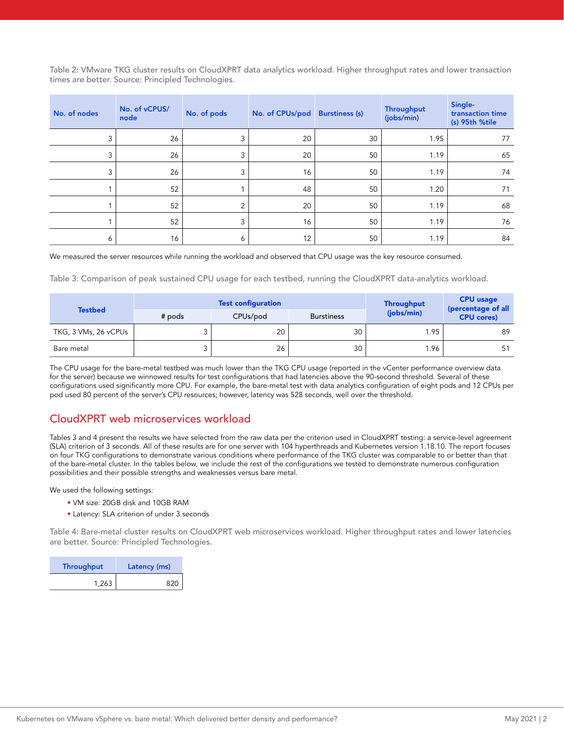Table 2: VMware TKG cluster results on CloudXPRT data analytics workload. Higher throughput rates and lower transaction times are better. Source: Principled Technologies.

| No. of nodes | No. of vCPUS/ node | No. of pods | No. of CPUs/pod | Burstiness (s) | Throughput (jobs/min) | Single-transaction time (s) 95th %tile |
|---:|---:|---:|---:|---:|---:|---:|
| 3 | 26 | 3 | 20 | 30 | 1.95 | 77 |
| 3 | 26 | 3 | 20 | 50 | 1.19 | 65 |
| 3 | 26 | 3 | 16 | 50 | 1.19 | 74 |
| 1 | 52 | 1 | 48 | 50 | 1.20 | 71 |
| 1 | 52 | 2 | 20 | 50 | 1.19 | 68 |
| 1 | 52 | 3 | 16 | 50 | 1.19 | 76 |
| 6 | 16 | 6 | 12 | 50 | 1.19 | 84 |

We measured the server resources while running the workload and observed that CPU usage was the key resource consumed.

Table 3: Comparison of peak sustained CPU usage for each testbed, running the CloudXPRT data-analytics workload.

| Testbed | Test configuration | | | Throughput (jobs/min) | CPU usage (percentage of all CPU cores) |
|---|---|---|---|---:|---:|
| | # pods | CPUs/pod | Burstiness | | |
| TKG, 3 VMs, 26 vCPUs | 3 | 20 | 30 | 1.95 | 89 |
| Bare metal | 3 | 26 | 30 | 1.96 | 51 |

The CPU usage for the bare-metal testbed was much lower than the TKG CPU usage (reported in the vCenter performance overview data for the server) because we winnowed results for test configurations that had latencies above the 90-second threshold. Several of these configurations used significantly more CPU. For example, the bare-metal test with data analytics configuration of eight pods and 12 CPUs per pod used 80 percent of the server's CPU resources; however, latency was 528 seconds, well over the threshold.

## CloudXPRT web microservices workload

Tables 3 and 4 present the results we have selected from the raw data per the criterion used in CloudXPRT testing: a service-level agreement (SLA) criterion of 3 seconds. All of these results are for one server with 104 hyperthreads and Kubernetes version 1.18.10. The report focuses on four TKG configurations to demonstrate various conditions where performance of the TKG cluster was comparable to or better than that of the bare-metal cluster. In the tables below, we include the rest of the configurations we tested to demonstrate numerous configuration possibilities and their possible strengths and weaknesses versus bare metal.

We used the following settings:

- VM size: 20GB disk and 10GB RAM
- Latency: SLA criterion of under 3 seconds

Table 4: Bare-metal cluster results on CloudXPRT web microservices workload. Higher throughput rates and lower latencies are better. Source: Principled Technologies.

| Throughput | Latency (ms) |
|---:|---:|
| 1,263 | 820 |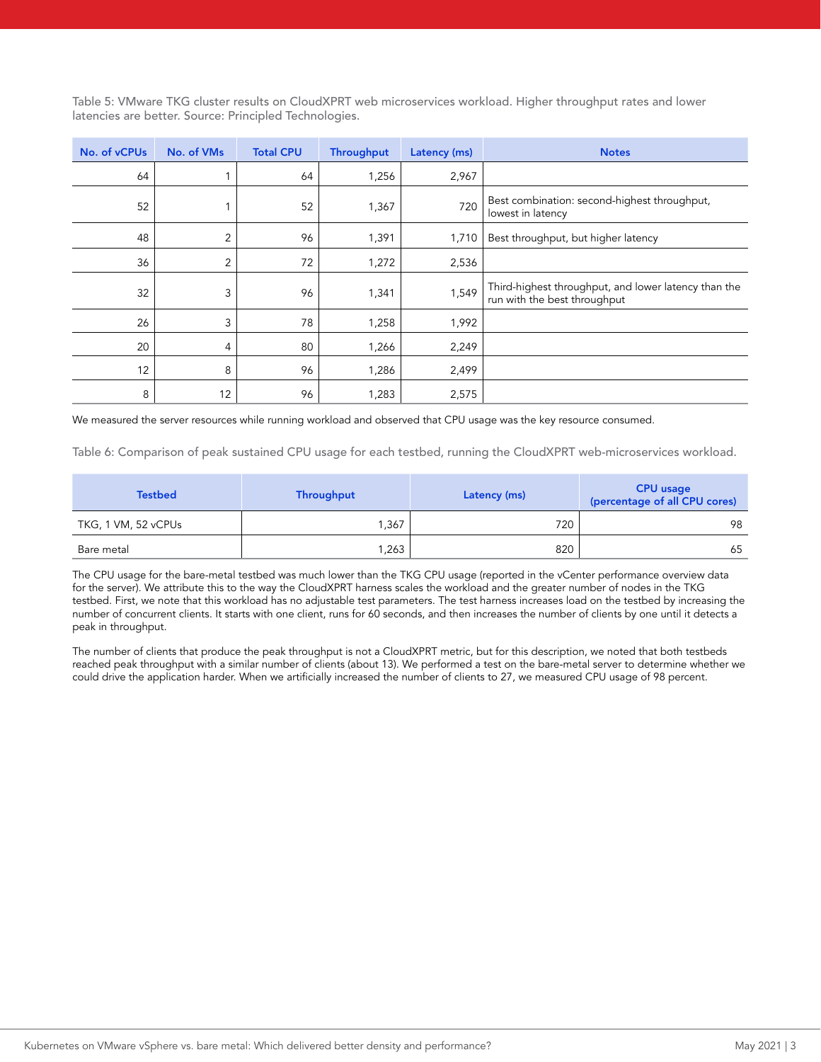Table 5: VMware TKG cluster results on CloudXPRT web microservices workload. Higher throughput rates and lower latencies are better. Source: Principled Technologies.

| No. of vCPUs | No. of VMs | Total CPU | Throughput | Latency (ms) | Notes |
|---|---|---|---|---|---|
| 64 | 1 | 64 | 1,256 | 2,967 | |
| 52 | 1 | 52 | 1,367 | 720 | Best combination: second-highest throughput, lowest in latency |
| 48 | 2 | 96 | 1,391 | 1,710 | Best throughput, but higher latency |
| 36 | 2 | 72 | 1,272 | 2,536 | |
| 32 | 3 | 96 | 1,341 | 1,549 | Third-highest throughput, and lower latency than the run with the best throughput |
| 26 | 3 | 78 | 1,258 | 1,992 | |
| 20 | 4 | 80 | 1,266 | 2,249 | |
| 12 | 8 | 96 | 1,286 | 2,499 | |
| 8 | 12 | 96 | 1,283 | 2,575 | |

We measured the server resources while running workload and observed that CPU usage was the key resource consumed.

Table 6: Comparison of peak sustained CPU usage for each testbed, running the CloudXPRT web-microservices workload.

| Testbed | Throughput | Latency (ms) | CPU usage (percentage of all CPU cores) |
|---|---|---|---|
| TKG, 1 VM, 52 vCPUs | 1,367 | 720 | 98 |
| Bare metal | 1,263 | 820 | 65 |

The CPU usage for the bare-metal testbed was much lower than the TKG CPU usage (reported in the vCenter performance overview data for the server). We attribute this to the way the CloudXPRT harness scales the workload and the greater number of nodes in the TKG testbed. First, we note that this workload has no adjustable test parameters. The test harness increases load on the testbed by increasing the number of concurrent clients. It starts with one client, runs for 60 seconds, and then increases the number of clients by one until it detects a peak in throughput.

The number of clients that produce the peak throughput is not a CloudXPRT metric, but for this description, we noted that both testbeds reached peak throughput with a similar number of clients (about 13). We performed a test on the bare-metal server to determine whether we could drive the application harder. When we artificially increased the number of clients to 27, we measured CPU usage of 98 percent.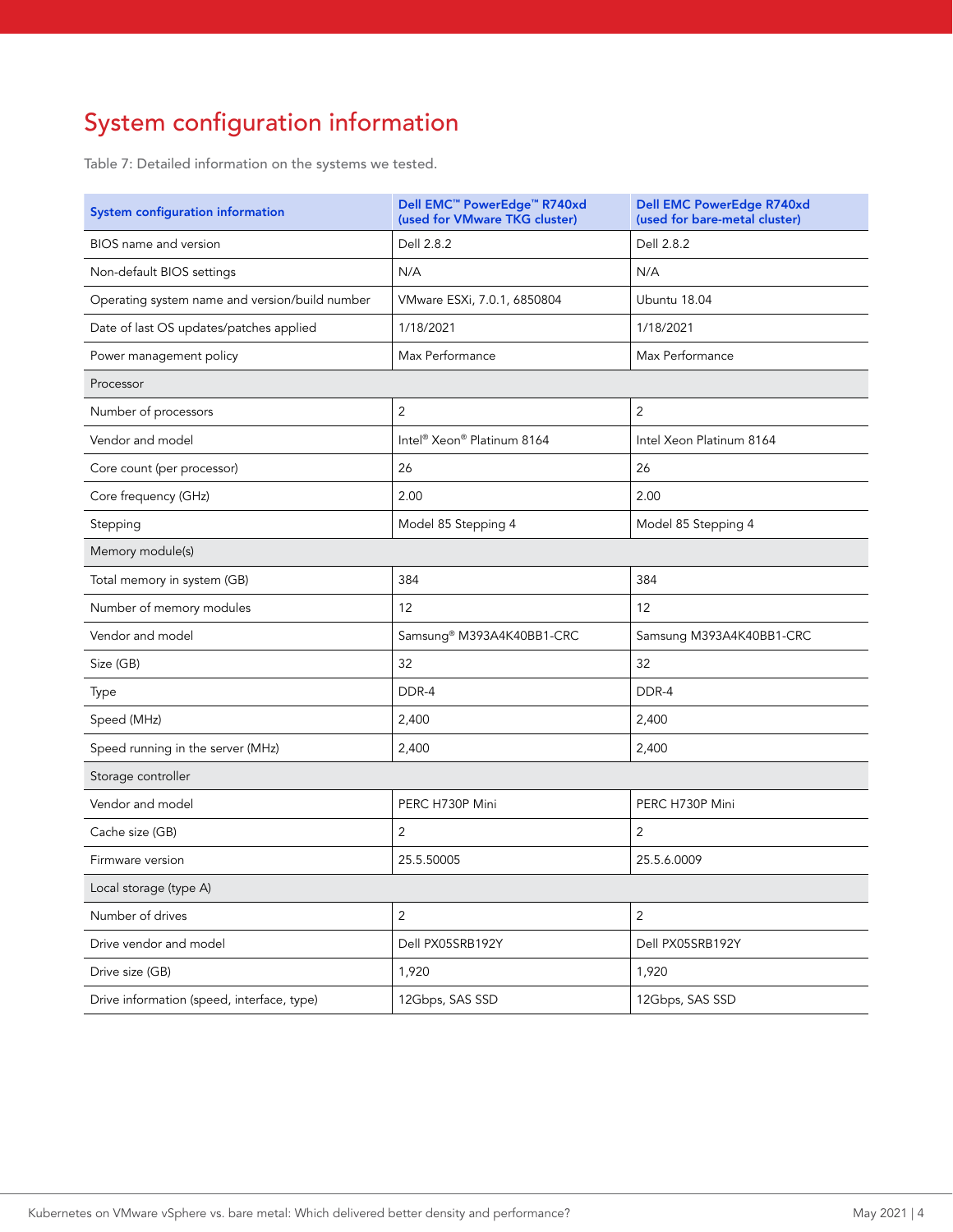## System configuration information

Table 7: Detailed information on the systems we tested.

| System configuration information | Dell EMC™ PowerEdge™ R740xd (used for VMware TKG cluster) | Dell EMC PowerEdge R740xd (used for bare-metal cluster) |
|---|---|---|
| BIOS name and version | Dell 2.8.2 | Dell 2.8.2 |
| Non-default BIOS settings | N/A | N/A |
| Operating system name and version/build number | VMware ESXi, 7.0.1, 6850804 | Ubuntu 18.04 |
| Date of last OS updates/patches applied | 1/18/2021 | 1/18/2021 |
| Power management policy | Max Performance | Max Performance |
| Processor | | |
| Number of processors | 2 | 2 |
| Vendor and model | Intel® Xeon® Platinum 8164 | Intel Xeon Platinum 8164 |
| Core count (per processor) | 26 | 26 |
| Core frequency (GHz) | 2.00 | 2.00 |
| Stepping | Model 85 Stepping 4 | Model 85 Stepping 4 |
| Memory module(s) | | |
| Total memory in system (GB) | 384 | 384 |
| Number of memory modules | 12 | 12 |
| Vendor and model | Samsung® M393A4K40BB1-CRC | Samsung M393A4K40BB1-CRC |
| Size (GB) | 32 | 32 |
| Type | DDR-4 | DDR-4 |
| Speed (MHz) | 2,400 | 2,400 |
| Speed running in the server (MHz) | 2,400 | 2,400 |
| Storage controller | | |
| Vendor and model | PERC H730P Mini | PERC H730P Mini |
| Cache size (GB) | 2 | 2 |
| Firmware version | 25.5.50005 | 25.5.6.0009 |
| Local storage (type A) | | |
| Number of drives | 2 | 2 |
| Drive vendor and model | Dell PX05SRB192Y | Dell PX05SRB192Y |
| Drive size (GB) | 1,920 | 1,920 |
| Drive information (speed, interface, type) | 12Gbps, SAS SSD | 12Gbps, SAS SSD |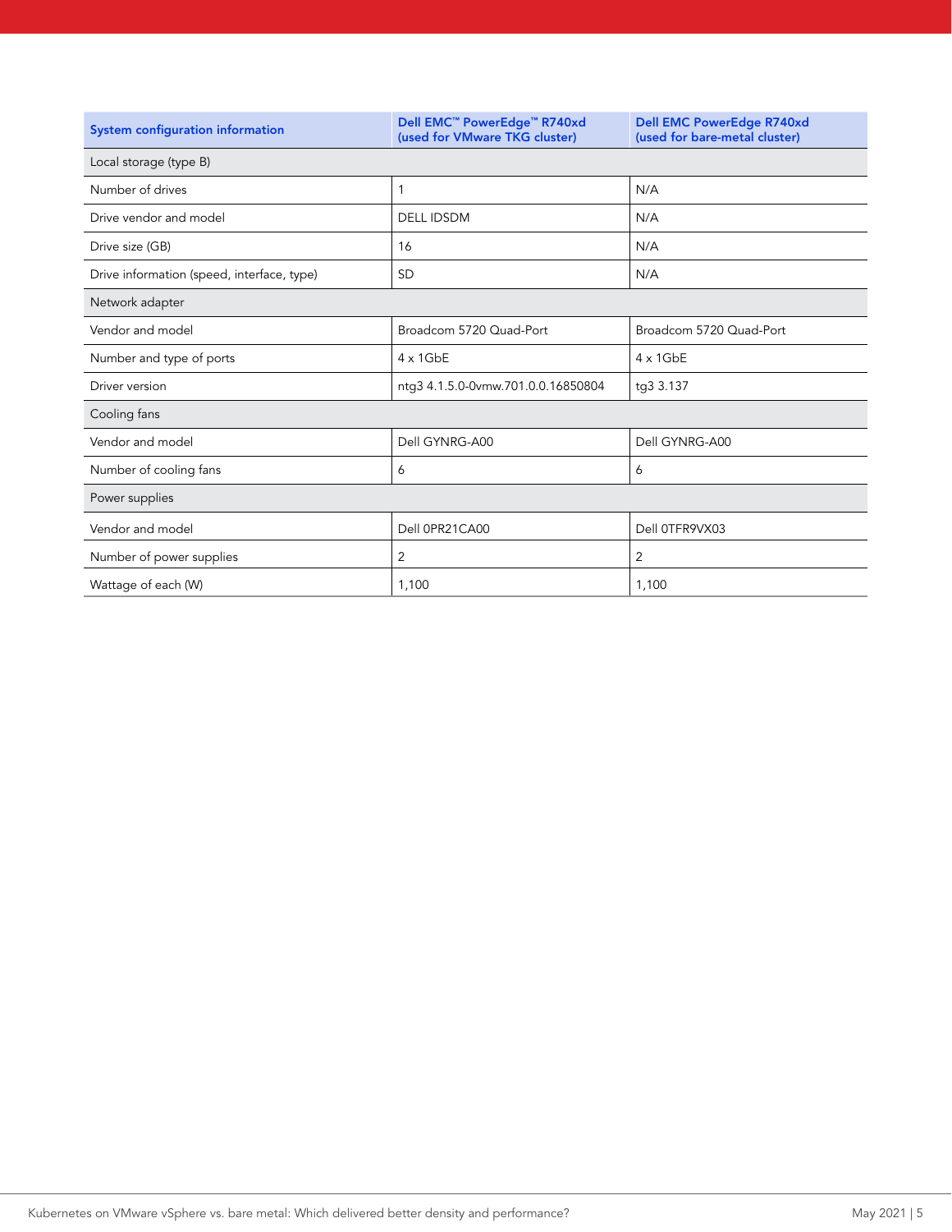| System configuration information | Dell EMC™ PowerEdge™ R740xd (used for VMware TKG cluster) | Dell EMC PowerEdge R740xd (used for bare-metal cluster) |
|---|---|---|
| Local storage (type B) | | |
| Number of drives | 1 | N/A |
| Drive vendor and model | DELL IDSDM | N/A |
| Drive size (GB) | 16 | N/A |
| Drive information (speed, interface, type) | SD | N/A |
| Network adapter | | |
| Vendor and model | Broadcom 5720 Quad-Port | Broadcom 5720 Quad-Port |
| Number and type of ports | 4 x 1GbE | 4 x 1GbE |
| Driver version | ntg3 4.1.5.0-0vmw.701.0.0.16850804 | tg3 3.137 |
| Cooling fans | | |
| Vendor and model | Dell GYNRG-A00 | Dell GYNRG-A00 |
| Number of cooling fans | 6 | 6 |
| Power supplies | | |
| Vendor and model | Dell 0PR21CA00 | Dell 0TFR9VX03 |
| Number of power supplies | 2 | 2 |
| Wattage of each (W) | 1,100 | 1,100 |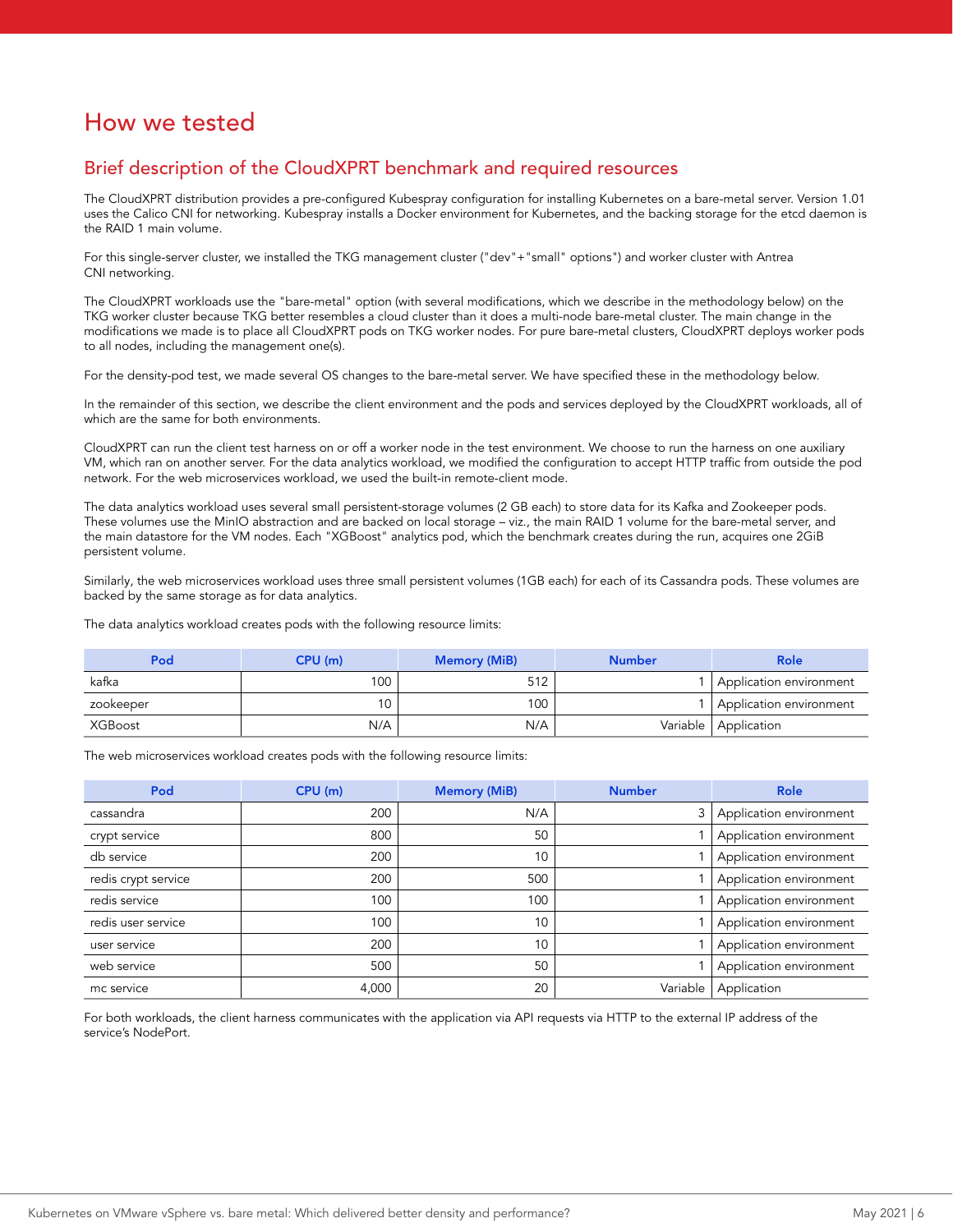# How we tested

## Brief description of the CloudXPRT benchmark and required resources

The CloudXPRT distribution provides a pre-configured Kubespray configuration for installing Kubernetes on a bare-metal server. Version 1.01 uses the Calico CNI for networking. Kubespray installs a Docker environment for Kubernetes, and the backing storage for the etcd daemon is the RAID 1 main volume.

For this single-server cluster, we installed the TKG management cluster ("dev"+"small" options) and worker cluster with Antrea CNI networking.

The CloudXPRT workloads use the "bare-metal" option (with several modifications, which we describe in the methodology below) on the TKG worker cluster because TKG better resembles a cloud cluster than it does a multi-node bare-metal cluster. The main change in the modifications we made is to place all CloudXPRT pods on TKG worker nodes. For pure bare-metal clusters, CloudXPRT deploys worker pods to all nodes, including the management one(s).

For the density-pod test, we made several OS changes to the bare-metal server. We have specified these in the methodology below.

In the remainder of this section, we describe the client environment and the pods and services deployed by the CloudXPRT workloads, all of which are the same for both environments.

CloudXPRT can run the client test harness on or off a worker node in the test environment. We choose to run the harness on one auxiliary VM, which ran on another server. For the data analytics workload, we modified the configuration to accept HTTP traffic from outside the pod network. For the web microservices workload, we used the built-in remote-client mode.

The data analytics workload uses several small persistent-storage volumes (2 GB each) to store data for its Kafka and Zookeeper pods. These volumes use the MinIO abstraction and are backed on local storage – viz., the main RAID 1 volume for the bare-metal server, and the main datastore for the VM nodes. Each "XGBoost" analytics pod, which the benchmark creates during the run, acquires one 2GiB persistent volume.

Similarly, the web microservices workload uses three small persistent volumes (1GB each) for each of its Cassandra pods. These volumes are backed by the same storage as for data analytics.

The data analytics workload creates pods with the following resource limits:

| Pod | CPU (m) | Memory (MiB) | Number | Role |
|---|---|---|---|---|
| kafka | 100 | 512 | 1 | Application environment |
| zookeeper | 10 | 100 | 1 | Application environment |
| XGBoost | N/A | N/A | Variable | Application |

The web microservices workload creates pods with the following resource limits:

| Pod | CPU (m) | Memory (MiB) | Number | Role |
|---|---|---|---|---|
| cassandra | 200 | N/A | 3 | Application environment |
| crypt service | 800 | 50 | 1 | Application environment |
| db service | 200 | 10 | 1 | Application environment |
| redis crypt service | 200 | 500 | 1 | Application environment |
| redis service | 100 | 100 | 1 | Application environment |
| redis user service | 100 | 10 | 1 | Application environment |
| user service | 200 | 10 | 1 | Application environment |
| web service | 500 | 50 | 1 | Application environment |
| mc service | 4,000 | 20 | Variable | Application |

For both workloads, the client harness communicates with the application via API requests via HTTP to the external IP address of the service's NodePort.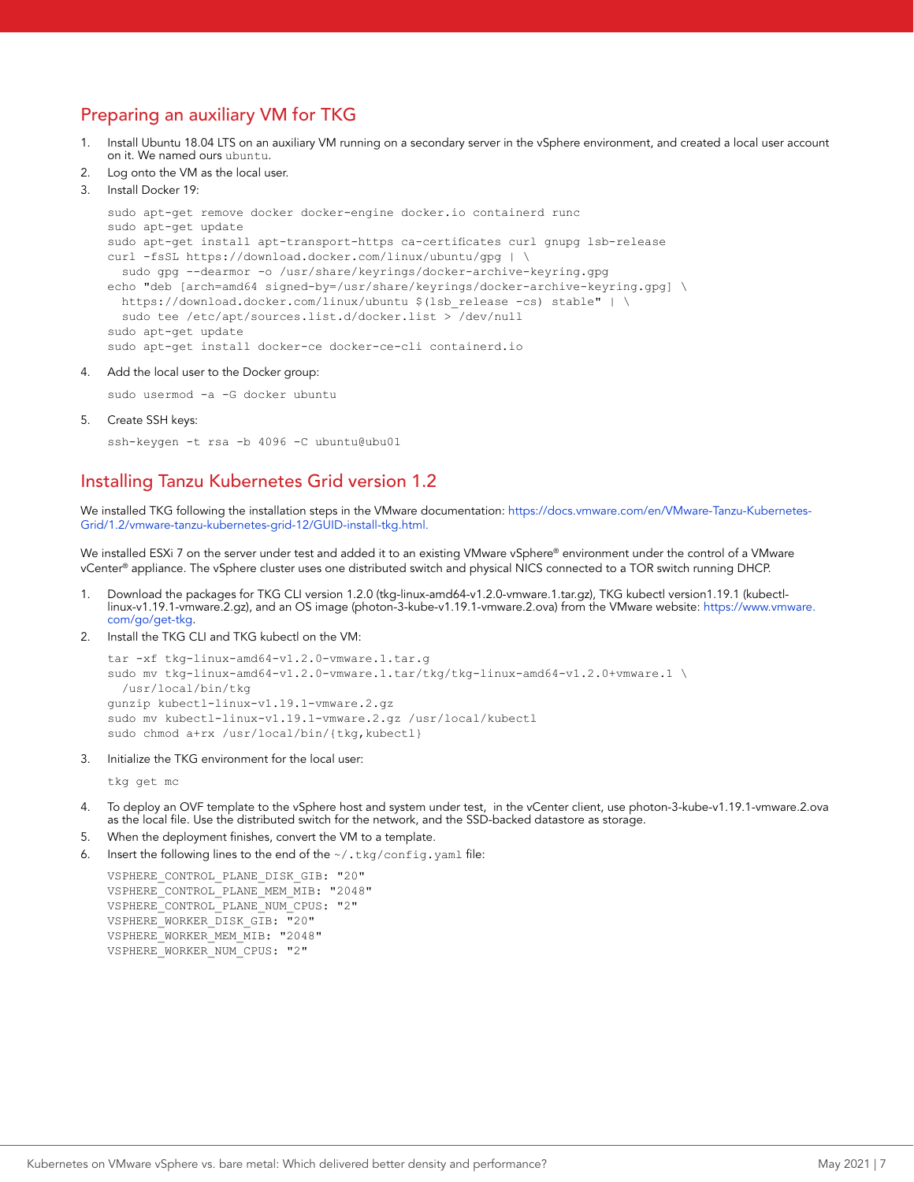## Preparing an auxiliary VM for TKG

1. Install Ubuntu 18.04 LTS on an auxiliary VM running on a secondary server in the vSphere environment, and created a local user account on it. We named ours `ubuntu`.
2. Log onto the VM as the local user.
3. Install Docker 19:

```
sudo apt-get remove docker docker-engine docker.io containerd runc
sudo apt-get update
sudo apt-get install apt-transport-https ca-certificates curl gnupg lsb-release
curl -fsSL https://download.docker.com/linux/ubuntu/gpg | \
  sudo gpg --dearmor -o /usr/share/keyrings/docker-archive-keyring.gpg
echo "deb [arch=amd64 signed-by=/usr/share/keyrings/docker-archive-keyring.gpg] \
  https://download.docker.com/linux/ubuntu $(lsb_release -cs) stable" | \
  sudo tee /etc/apt/sources.list.d/docker.list > /dev/null
sudo apt-get update
sudo apt-get install docker-ce docker-ce-cli containerd.io
```

4. Add the local user to the Docker group:

```
sudo usermod -a -G docker ubuntu
```

5. Create SSH keys:

```
ssh-keygen -t rsa -b 4096 -C ubuntu@ubu01
```

## Installing Tanzu Kubernetes Grid version 1.2

We installed TKG following the installation steps in the VMware documentation: https://docs.vmware.com/en/VMware-Tanzu-Kubernetes-Grid/1.2/vmware-tanzu-kubernetes-grid-12/GUID-install-tkg.html.

We installed ESXi 7 on the server under test and added it to an existing VMware vSphere® environment under the control of a VMware vCenter® appliance. The vSphere cluster uses one distributed switch and physical NICS connected to a TOR switch running DHCP.

1. Download the packages for TKG CLI version 1.2.0 (tkg-linux-amd64-v1.2.0-vmware.1.tar.gz), TKG kubectl version1.19.1 (kubectl-linux-v1.19.1-vmware.2.gz), and an OS image (photon-3-kube-v1.19.1-vmware.2.ova) from the VMware website: https://www.vmware.com/go/get-tkg.
2. Install the TKG CLI and TKG kubectl on the VM:

```
tar -xf tkg-linux-amd64-v1.2.0-vmware.1.tar.g
sudo mv tkg-linux-amd64-v1.2.0-vmware.1.tar/tkg/tkg-linux-amd64-v1.2.0+vmware.1 \
  /usr/local/bin/tkg
gunzip kubectl-linux-v1.19.1-vmware.2.gz
sudo mv kubectl-linux-v1.19.1-vmware.2.gz /usr/local/kubectl
sudo chmod a+rx /usr/local/bin/{tkg,kubectl}
```

3. Initialize the TKG environment for the local user:

```
tkg get mc
```

4. To deploy an OVF template to the vSphere host and system under test, in the vCenter client, use photon-3-kube-v1.19.1-vmware.2.ova as the local file. Use the distributed switch for the network, and the SSD-backed datastore as storage.
5. When the deployment finishes, convert the VM to a template.
6. Insert the following lines to the end of the `~/.tkg/config.yaml` file:

```
VSPHERE_CONTROL_PLANE_DISK_GIB: "20"
VSPHERE_CONTROL_PLANE_MEM_MIB: "2048"
VSPHERE_CONTROL_PLANE_NUM_CPUS: "2"
VSPHERE_WORKER_DISK_GIB: "20"
VSPHERE_WORKER_MEM_MIB: "2048"
VSPHERE_WORKER_NUM_CPUS: "2"
```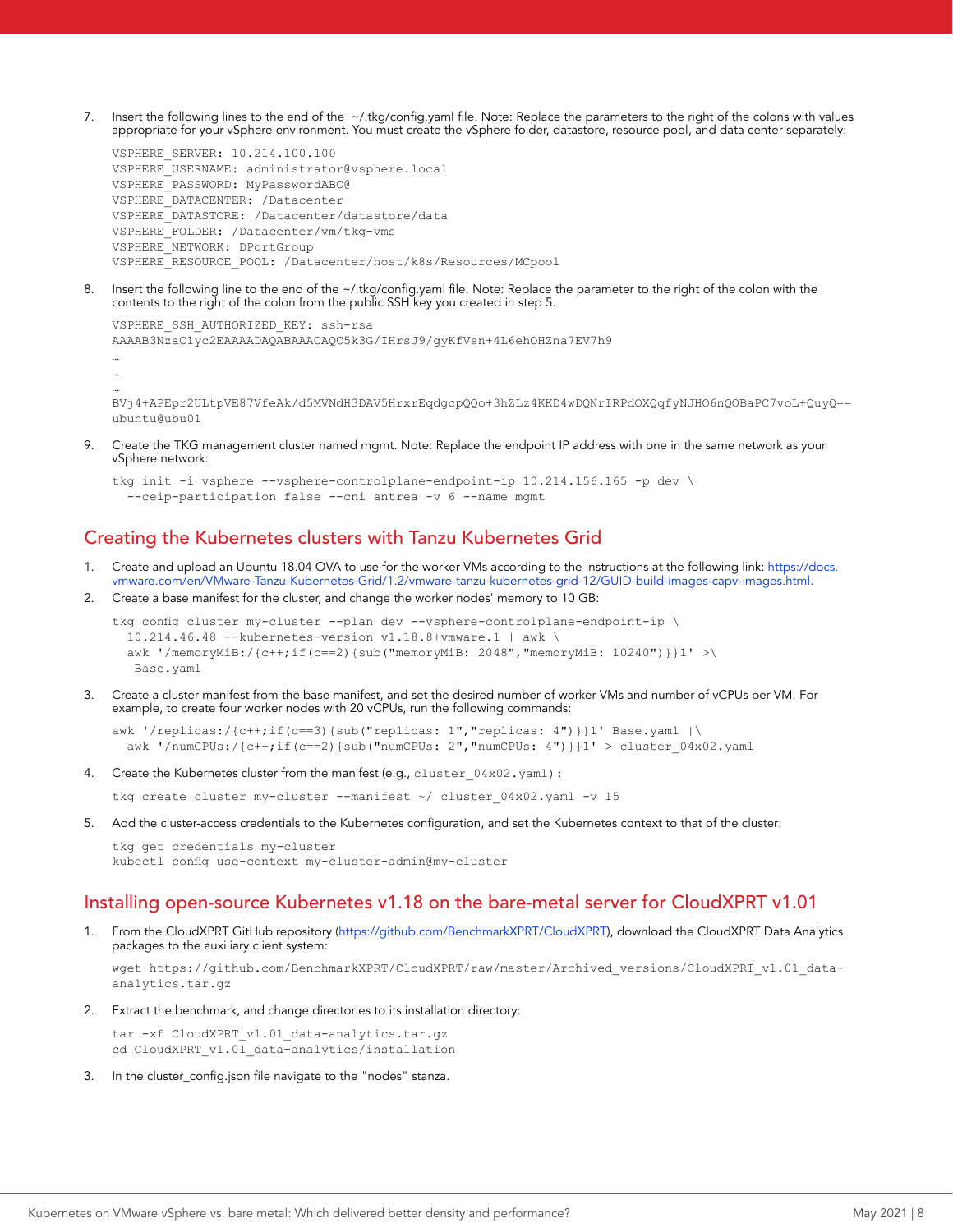7. Insert the following lines to the end of the ~/.tkg/config.yaml file. Note: Replace the parameters to the right of the colons with values appropriate for your vSphere environment. You must create the vSphere folder, datastore, resource pool, and data center separately:

```
VSPHERE_SERVER: 10.214.100.100
VSPHERE_USERNAME: administrator@vsphere.local
VSPHERE_PASSWORD: MyPasswordABC@
VSPHERE_DATACENTER: /Datacenter
VSPHERE_DATASTORE: /Datacenter/datastore/data
VSPHERE_FOLDER: /Datacenter/vm/tkg-vms
VSPHERE_NETWORK: DPortGroup
VSPHERE_RESOURCE_POOL: /Datacenter/host/k8s/Resources/MCpool
```

8. Insert the following line to the end of the ~/.tkg/config.yaml file. Note: Replace the parameter to the right of the colon with the contents to the right of the colon from the public SSH key you created in step 5.

```
VSPHERE_SSH_AUTHORIZED_KEY: ssh-rsa
AAAAB3NzaC1yc2EAAAADAQABAAACAQC5k3G/IHrsJ9/gyKfVsn+4L6ehOHZna7EV7h9
...
...
...
BVj4+APEpr2ULtpVE87VfeAk/d5MVNdH3DAV5HrxrEqdgcpQQo+3hZLz4KKD4wDQNrIRPdOXQqfyNJHO6nQOBaPC7voL+QuyQ==
ubuntu@ubu01
```

9. Create the TKG management cluster named mgmt. Note: Replace the endpoint IP address with one in the same network as your vSphere network:

```
tkg init -i vsphere --vsphere-controlplane-endpoint-ip 10.214.156.165 -p dev \
  --ceip-participation false --cni antrea -v 6 --name mgmt
```

## Creating the Kubernetes clusters with Tanzu Kubernetes Grid

1. Create and upload an Ubuntu 18.04 OVA to use for the worker VMs according to the instructions at the following link: https://docs.vmware.com/en/VMware-Tanzu-Kubernetes-Grid/1.2/vmware-tanzu-kubernetes-grid-12/GUID-build-images-capv-images.html.
2. Create a base manifest for the cluster, and change the worker nodes' memory to 10 GB:

```
tkg config cluster my-cluster --plan dev --vsphere-controlplane-endpoint-ip \
  10.214.46.48 --kubernetes-version v1.18.8+vmware.1 | awk \
  awk '/memoryMiB:/{c++;if(c==2){sub("memoryMiB: 2048","memoryMiB: 10240")}}1' >\
   Base.yaml
```

3. Create a cluster manifest from the base manifest, and set the desired number of worker VMs and number of vCPUs per VM. For example, to create four worker nodes with 20 vCPUs, run the following commands:

```
awk '/replicas:/{c++;if(c==3){sub("replicas: 1","replicas: 4")}}1' Base.yaml |\
  awk '/numCPUs:/{c++;if(c==2){sub("numCPUs: 2","numCPUs: 4")}}1' > cluster_04x02.yaml
```

4. Create the Kubernetes cluster from the manifest (e.g., `cluster_04x02.yaml`):

```
tkg create cluster my-cluster --manifest ~/ cluster_04x02.yaml -v 15
```

5. Add the cluster-access credentials to the Kubernetes configuration, and set the Kubernetes context to that of the cluster:

```
tkg get credentials my-cluster
kubectl config use-context my-cluster-admin@my-cluster
```

## Installing open-source Kubernetes v1.18 on the bare-metal server for CloudXPRT v1.01

1. From the CloudXPRT GitHub repository (https://github.com/BenchmarkXPRT/CloudXPRT), download the CloudXPRT Data Analytics packages to the auxiliary client system:

```
wget https://github.com/BenchmarkXPRT/CloudXPRT/raw/master/Archived_versions/CloudXPRT_v1.01_data-analytics.tar.gz
```

2. Extract the benchmark, and change directories to its installation directory:

```
tar -xf CloudXPRT_v1.01_data-analytics.tar.gz
cd CloudXPRT_v1.01_data-analytics/installation
```

3. In the cluster_config.json file navigate to the "nodes" stanza.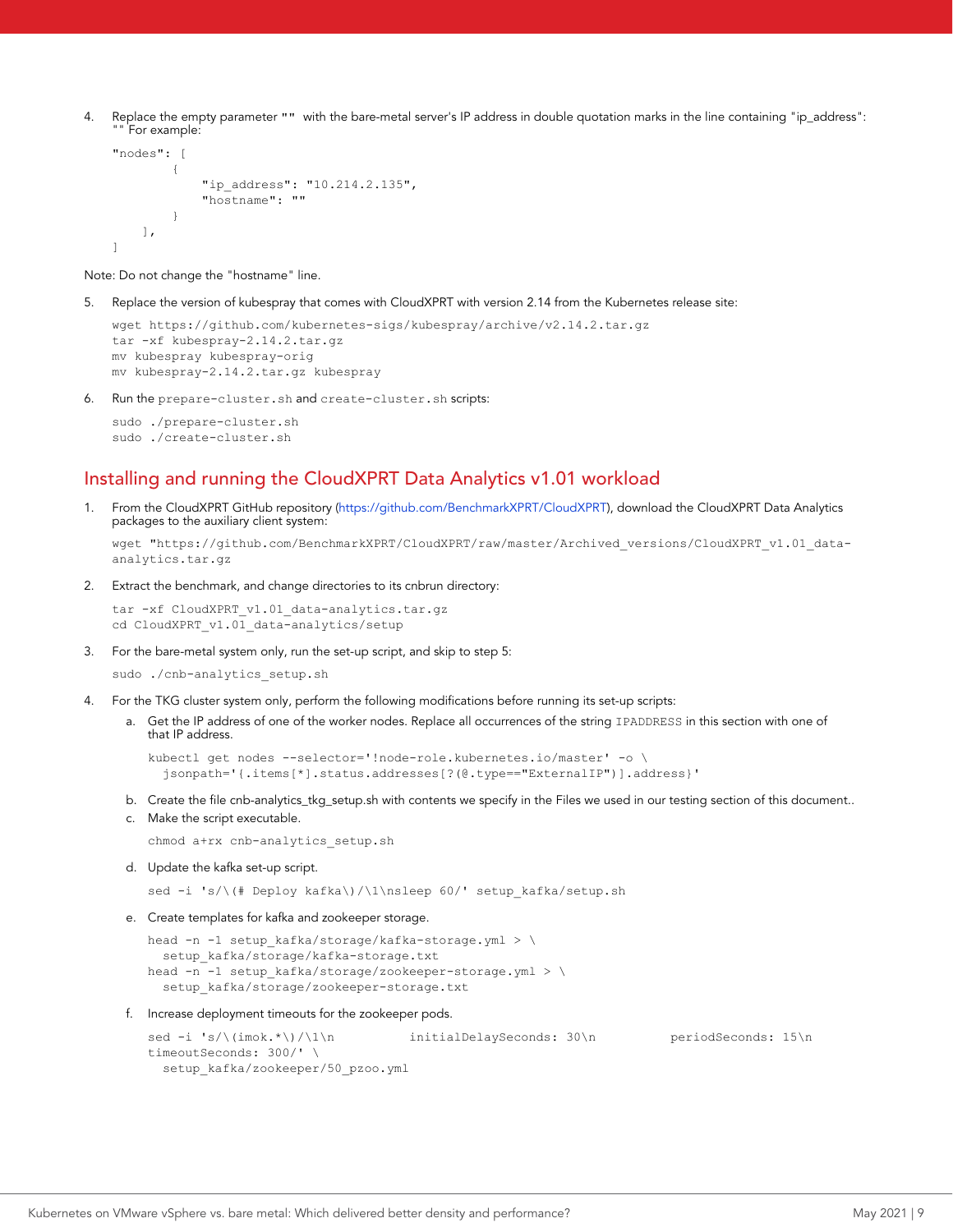4. Replace the empty parameter `""` with the bare-metal server's IP address in double quotation marks in the line containing "ip_address": "" For example:

```
"nodes": [
        {
            "ip_address": "10.214.2.135",
            "hostname": ""
        }
    ],
]
```

Note: Do not change the "hostname" line.

5. Replace the version of kubespray that comes with CloudXPRT with version 2.14 from the Kubernetes release site:

```
wget https://github.com/kubernetes-sigs/kubespray/archive/v2.14.2.tar.gz
tar -xf kubespray-2.14.2.tar.gz
mv kubespray kubespray-orig
mv kubespray-2.14.2.tar.gz kubespray
```

6. Run the `prepare-cluster.sh` and `create-cluster.sh` scripts:

```
sudo ./prepare-cluster.sh
sudo ./create-cluster.sh
```

## Installing and running the CloudXPRT Data Analytics v1.01 workload

1. From the CloudXPRT GitHub repository (https://github.com/BenchmarkXPRT/CloudXPRT), download the CloudXPRT Data Analytics packages to the auxiliary client system:

```
wget "https://github.com/BenchmarkXPRT/CloudXPRT/raw/master/Archived_versions/CloudXPRT_v1.01_data-analytics.tar.gz
```

2. Extract the benchmark, and change directories to its cnbrun directory:

```
tar -xf CloudXPRT_v1.01_data-analytics.tar.gz
cd CloudXPRT_v1.01_data-analytics/setup
```

3. For the bare-metal system only, run the set-up script, and skip to step 5:

```
sudo ./cnb-analytics_setup.sh
```

4. For the TKG cluster system only, perform the following modifications before running its set-up scripts:
   a. Get the IP address of one of the worker nodes. Replace all occurrences of the string `IPADDRESS` in this section with one of that IP address.

   ```
   kubectl get nodes --selector='!node-role.kubernetes.io/master' -o \
     jsonpath='{.items[*].status.addresses[?(@.type=="ExternalIP")].address}'
   ```

   b. Create the file cnb-analytics_tkg_setup.sh with contents we specify in the Files we used in our testing section of this document..
   c. Make the script executable.

   ```
   chmod a+rx cnb-analytics_setup.sh
   ```

   d. Update the kafka set-up script.

   ```
   sed -i 's/\(# Deploy kafka\)/\1\nsleep 60/' setup_kafka/setup.sh
   ```

   e. Create templates for kafka and zookeeper storage.

   ```
   head -n -1 setup_kafka/storage/kafka-storage.yml > \
     setup_kafka/storage/kafka-storage.txt
   head -n -1 setup_kafka/storage/zookeeper-storage.yml > \
     setup_kafka/storage/zookeeper-storage.txt
   ```

   f. Increase deployment timeouts for the zookeeper pods.

   ```
   sed -i 's/\(imok.*\)/\1\n          initialDelaySeconds: 30\n          periodSeconds: 15\n
   timeoutSeconds: 300/' \
     setup_kafka/zookeeper/50_pzoo.yml
   ```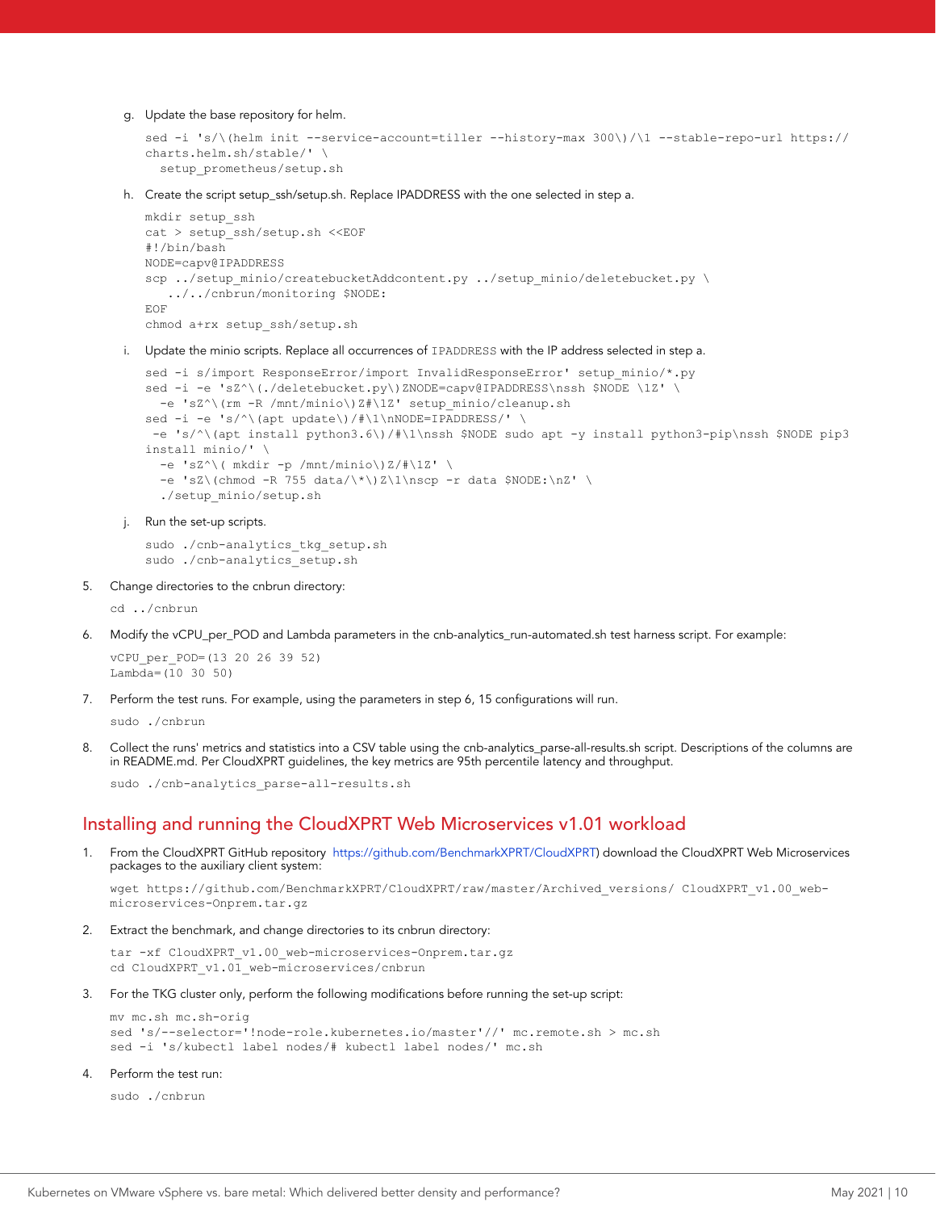g. Update the base repository for helm.

```
sed -i 's/\(helm init --service-account=tiller --history-max 300\)/\1 --stable-repo-url https://charts.helm.sh/stable/' \
  setup_prometheus/setup.sh
```

h. Create the script setup_ssh/setup.sh. Replace IPADDRESS with the one selected in step a.

```
mkdir setup_ssh
cat > setup_ssh/setup.sh <<EOF
#!/bin/bash
NODE=capv@IPADDRESS
scp ../setup_minio/createbucketAddcontent.py ../setup_minio/deletebucket.py \
  ../../cnbrun/monitoring $NODE:
EOF
chmod a+rx setup_ssh/setup.sh
```

i. Update the minio scripts. Replace all occurrences of `IPADDRESS` with the IP address selected in step a.

```
sed -i s/import ResponseError/import InvalidResponseError' setup_minio/*.py
sed -i -e 'sZ^\(./deletebucket.py\)ZNODE=capv@IPADDRESS\nssh $NODE \1Z' \
  -e 'sZ^\(rm -R /mnt/minio\)Z#\1Z' setup_minio/cleanup.sh
sed -i -e 's/^\(apt update\)/#\1\nNODE=IPADDRESS/' \
 -e 's/^\(apt install python3.6\)/#\1\nssh $NODE sudo apt -y install python3-pip\nssh $NODE pip3 install minio/' \
  -e 'sZ^\( mkdir -p /mnt/minio\)Z/#\1Z' \
  -e 'sZ\(chmod -R 755 data/\*\)Z\1\nscp -r data $NODE:\nZ' \
  ./setup_minio/setup.sh
```

j. Run the set-up scripts.

```
sudo ./cnb-analytics_tkg_setup.sh
sudo ./cnb-analytics_setup.sh
```

5. Change directories to the cnbrun directory:

```
cd ../cnbrun
```

6. Modify the vCPU_per_POD and Lambda parameters in the cnb-analytics_run-automated.sh test harness script. For example:

```
vCPU_per_POD=(13 20 26 39 52)
Lambda=(10 30 50)
```

7. Perform the test runs. For example, using the parameters in step 6, 15 configurations will run.

```
sudo ./cnbrun
```

8. Collect the runs' metrics and statistics into a CSV table using the cnb-analytics_parse-all-results.sh script. Descriptions of the columns are in README.md. Per CloudXPRT guidelines, the key metrics are 95th percentile latency and throughput.

```
sudo ./cnb-analytics_parse-all-results.sh
```

## Installing and running the CloudXPRT Web Microservices v1.01 workload

1. From the CloudXPRT GitHub repository https://github.com/BenchmarkXPRT/CloudXPRT) download the CloudXPRT Web Microservices packages to the auxiliary client system:

```
wget https://github.com/BenchmarkXPRT/CloudXPRT/raw/master/Archived_versions/ CloudXPRT_v1.00_web-microservices-Onprem.tar.gz
```

2. Extract the benchmark, and change directories to its cnbrun directory:

```
tar -xf CloudXPRT_v1.00_web-microservices-Onprem.tar.gz
cd CloudXPRT_v1.01_web-microservices/cnbrun
```

3. For the TKG cluster only, perform the following modifications before running the set-up script:

```
mv mc.sh mc.sh-orig
sed 's/--selector='!node-role.kubernetes.io/master'//' mc.remote.sh > mc.sh
sed -i 's/kubectl label nodes/# kubectl label nodes/' mc.sh
```

4. Perform the test run:

```
sudo ./cnbrun
```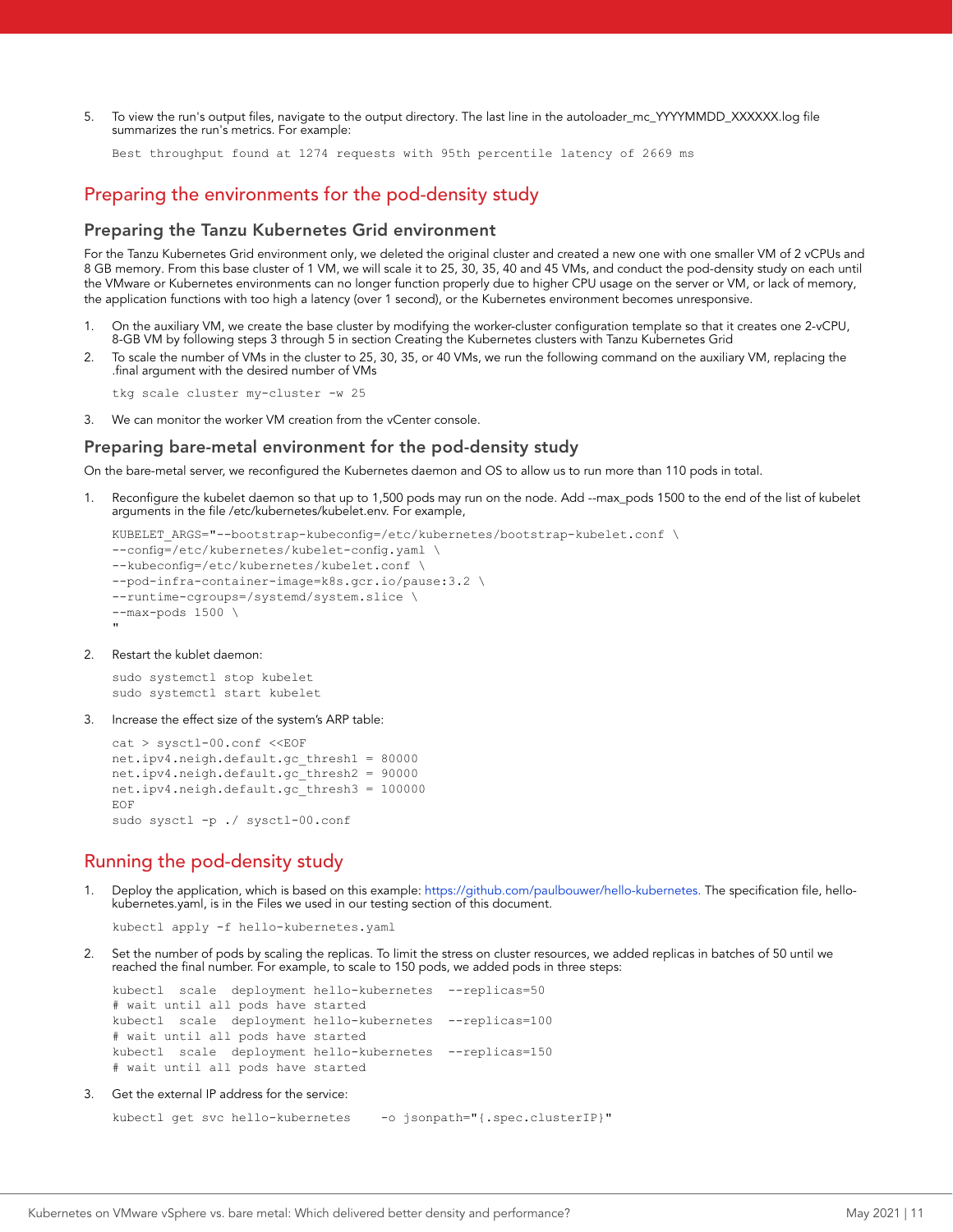5. To view the run's output files, navigate to the output directory. The last line in the autoloader_mc_YYYYMMDD_XXXXXX.log file summarizes the run's metrics. For example:

```
Best throughput found at 1274 requests with 95th percentile latency of 2669 ms
```

## Preparing the environments for the pod-density study

### Preparing the Tanzu Kubernetes Grid environment

For the Tanzu Kubernetes Grid environment only, we deleted the original cluster and created a new one with one smaller VM of 2 vCPUs and 8 GB memory. From this base cluster of 1 VM, we will scale it to 25, 30, 35, 40 and 45 VMs, and conduct the pod-density study on each until the VMware or Kubernetes environments can no longer function properly due to higher CPU usage on the server or VM, or lack of memory, the application functions with too high a latency (over 1 second), or the Kubernetes environment becomes unresponsive.

1. On the auxiliary VM, we create the base cluster by modifying the worker-cluster configuration template so that it creates one 2-vCPU, 8-GB VM by following steps 3 through 5 in section Creating the Kubernetes clusters with Tanzu Kubernetes Grid
2. To scale the number of VMs in the cluster to 25, 30, 35, or 40 VMs, we run the following command on the auxiliary VM, replacing the .final argument with the desired number of VMs

```
tkg scale cluster my-cluster -w 25
```

3. We can monitor the worker VM creation from the vCenter console.

### Preparing bare-metal environment for the pod-density study

On the bare-metal server, we reconfigured the Kubernetes daemon and OS to allow us to run more than 110 pods in total.

1. Reconfigure the kubelet daemon so that up to 1,500 pods may run on the node. Add --max_pods 1500 to the end of the list of kubelet arguments in the file /etc/kubernetes/kubelet.env. For example,

```
KUBELET_ARGS="--bootstrap-kubeconfig=/etc/kubernetes/bootstrap-kubelet.conf \
--config=/etc/kubernetes/kubelet-config.yaml \
--kubeconfig=/etc/kubernetes/kubelet.conf \
--pod-infra-container-image=k8s.gcr.io/pause:3.2 \
--runtime-cgroups=/systemd/system.slice \
--max-pods 1500 \
"
```

2. Restart the kublet daemon:

```
sudo systemctl stop kubelet
sudo systemctl start kubelet
```

3. Increase the effect size of the system's ARP table:

```
cat > sysctl-00.conf <<EOF
net.ipv4.neigh.default.gc_thresh1 = 80000
net.ipv4.neigh.default.gc_thresh2 = 90000
net.ipv4.neigh.default.gc_thresh3 = 100000
EOF
sudo sysctl -p ./ sysctl-00.conf
```

## Running the pod-density study

1. Deploy the application, which is based on this example: https://github.com/paulbouwer/hello-kubernetes. The specification file, hello-kubernetes.yaml, is in the Files we used in our testing section of this document.

```
kubectl apply -f hello-kubernetes.yaml
```

2. Set the number of pods by scaling the replicas. To limit the stress on cluster resources, we added replicas in batches of 50 until we reached the final number. For example, to scale to 150 pods, we added pods in three steps:

```
kubectl  scale  deployment hello-kubernetes  --replicas=50
# wait until all pods have started
kubectl  scale  deployment hello-kubernetes  --replicas=100
# wait until all pods have started
kubectl  scale  deployment hello-kubernetes  --replicas=150
# wait until all pods have started
```

3. Get the external IP address for the service:

```
kubectl get svc hello-kubernetes    -o jsonpath="{.spec.clusterIP}"
```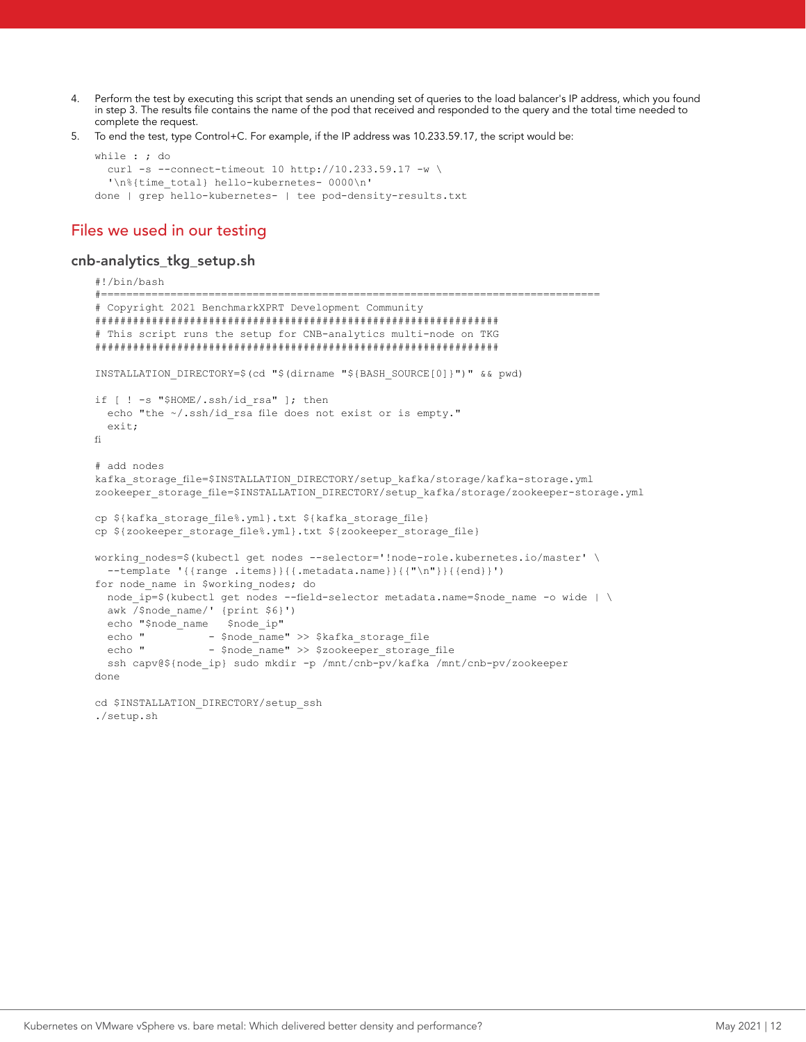4. Perform the test by executing this script that sends an unending set of queries to the load balancer's IP address, which you found in step 3. The results file contains the name of the pod that received and responded to the query and the total time needed to complete the request.
5. To end the test, type Control+C. For example, if the IP address was 10.233.59.17, the script would be:

```
while : ; do
  curl -s --connect-timeout 10 http://10.233.59.17 -w \
  '\n%{time_total} hello-kubernetes- 0000\n'
done | grep hello-kubernetes- | tee pod-density-results.txt
```

## Files we used in our testing

### cnb-analytics_tkg_setup.sh

```
#!/bin/bash
#================================================================================
# Copyright 2021 BenchmarkXPRT Development Community
##################################################################
# This script runs the setup for CNB-analytics multi-node on TKG
##################################################################

INSTALLATION_DIRECTORY=$(cd "$(dirname "${BASH_SOURCE[0]}")" && pwd)

if [ ! -s "$HOME/.ssh/id_rsa" ]; then
  echo "the ~/.ssh/id_rsa file does not exist or is empty."
  exit;
fi

# add nodes
kafka_storage_file=$INSTALLATION_DIRECTORY/setup_kafka/storage/kafka-storage.yml
zookeeper_storage_file=$INSTALLATION_DIRECTORY/setup_kafka/storage/zookeeper-storage.yml

cp ${kafka_storage_file%.yml}.txt ${kafka_storage_file}
cp ${zookeeper_storage_file%.yml}.txt ${zookeeper_storage_file}

working_nodes=$(kubectl get nodes --selector='!node-role.kubernetes.io/master' \
  --template '{{range .items}}{{.metadata.name}}{{"\n"}}{{end}}')
for node_name in $working_nodes; do
  node_ip=$(kubectl get nodes --field-selector metadata.name=$node_name -o wide | \
  awk /$node_name/' {print $6}')
  echo "$node_name   $node_ip"
  echo "          - $node_name" >> $kafka_storage_file
  echo "          - $node_name" >> $zookeeper_storage_file
  ssh capv@${node_ip} sudo mkdir -p /mnt/cnb-pv/kafka /mnt/cnb-pv/zookeeper
done

cd $INSTALLATION_DIRECTORY/setup_ssh
./setup.sh
```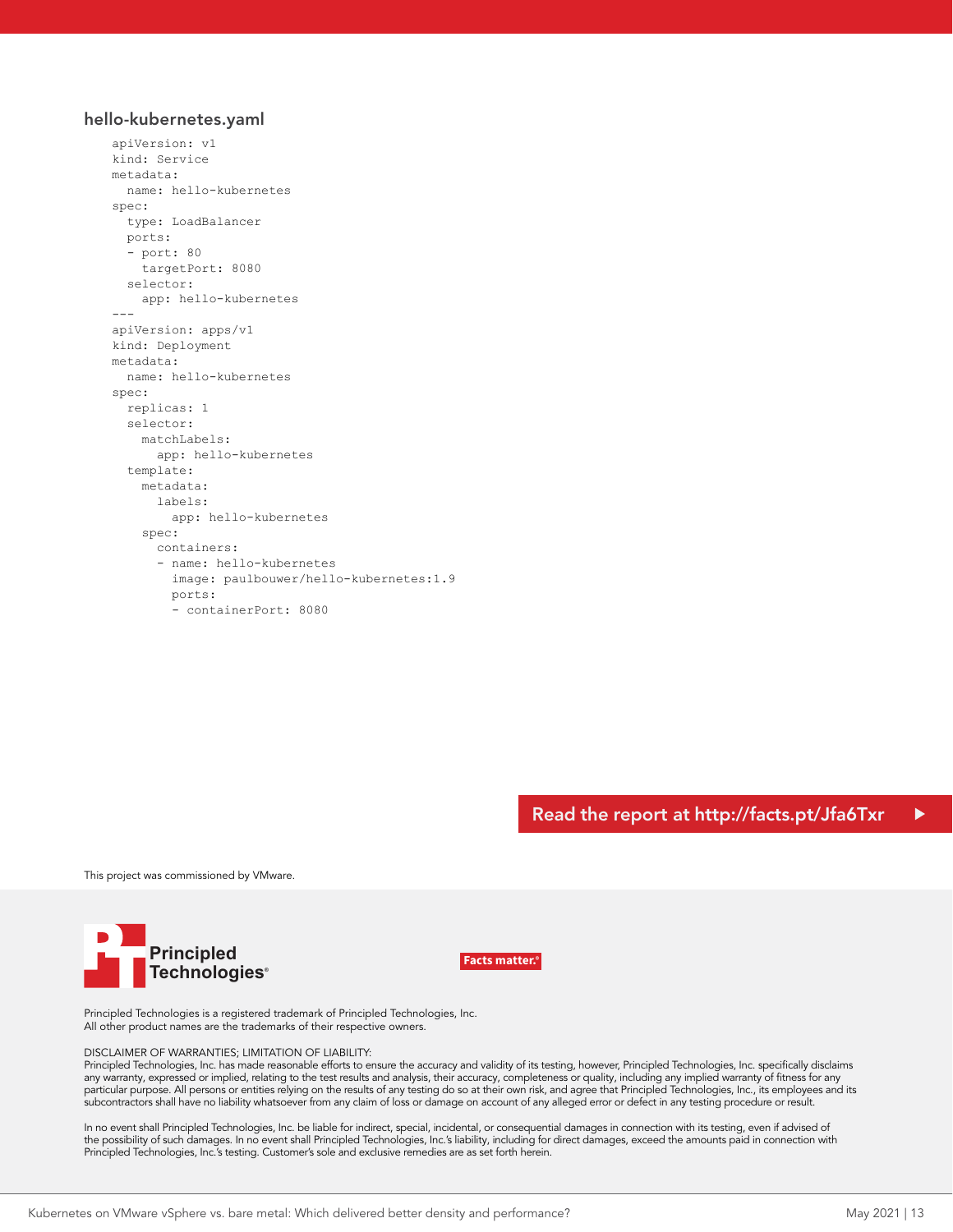### hello-kubernetes.yaml

```
apiVersion: v1
kind: Service
metadata:
  name: hello-kubernetes
spec:
  type: LoadBalancer
  ports:
  - port: 80
    targetPort: 8080
  selector:
    app: hello-kubernetes
---
apiVersion: apps/v1
kind: Deployment
metadata:
  name: hello-kubernetes
spec:
  replicas: 1
  selector:
    matchLabels:
      app: hello-kubernetes
  template:
    metadata:
      labels:
        app: hello-kubernetes
    spec:
      containers:
      - name: hello-kubernetes
        image: paulbouwer/hello-kubernetes:1.9
        ports:
        - containerPort: 8080
```

Read the report at http://facts.pt/Jfa6Txr ▶

This project was commissioned by VMware.

Principled Technologies®

Facts matter.®

Principled Technologies is a registered trademark of Principled Technologies, Inc.
All other product names are the trademarks of their respective owners.

DISCLAIMER OF WARRANTIES; LIMITATION OF LIABILITY:
Principled Technologies, Inc. has made reasonable efforts to ensure the accuracy and validity of its testing, however, Principled Technologies, Inc. specifically disclaims any warranty, expressed or implied, relating to the test results and analysis, their accuracy, completeness or quality, including any implied warranty of fitness for any particular purpose. All persons or entities relying on the results of any testing do so at their own risk, and agree that Principled Technologies, Inc., its employees and its subcontractors shall have no liability whatsoever from any claim of loss or damage on account of any alleged error or defect in any testing procedure or result.

In no event shall Principled Technologies, Inc. be liable for indirect, special, incidental, or consequential damages in connection with its testing, even if advised of the possibility of such damages. In no event shall Principled Technologies, Inc.'s liability, including for direct damages, exceed the amounts paid in connection with Principled Technologies, Inc.'s testing. Customer's sole and exclusive remedies are as set forth herein.